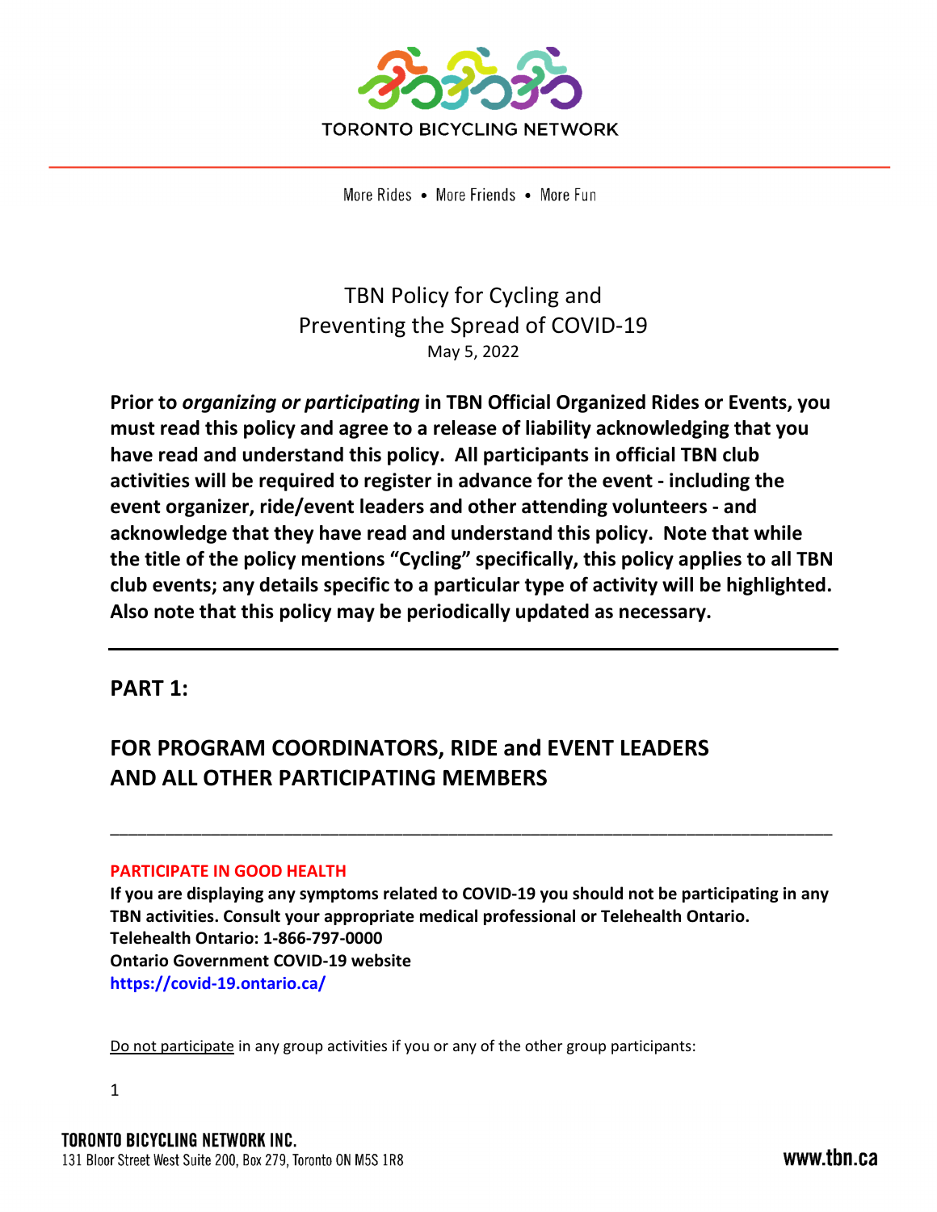TORONTO BICYCLING NETWORK

More Rides • More Friends • More Fun

# TBN Policy for Cycling and Preventing the Spread of COVID-19

May 5, 2022

**Prior to *organizing or participating* in TBN Official Organized Rides or Events, you must read this policy and agree to a release of liability acknowledging that you have read and understand this policy. All participants in official TBN club activities will be required to register in advance for the event - including the event organizer, ride/event leaders and other attending volunteers - and acknowledge that they have read and understand this policy. Note that while the title of the policy mentions "Cycling" specifically, this policy applies to all TBN club events; any details specific to a particular type of activity will be highlighted. Also note that this policy may be periodically updated as necessary.**

---

## PART 1:

## FOR PROGRAM COORDINATORS, RIDE and EVENT LEADERS AND ALL OTHER PARTICIPATING MEMBERS

---

### PARTICIPATE IN GOOD HEALTH

**If you are displaying any symptoms related to COVID-19 you should not be participating in any TBN activities. Consult your appropriate medical professional or Telehealth Ontario.**
**Telehealth Ontario: 1-866-797-0000**
**Ontario Government COVID-19 website**
**https://covid-19.ontario.ca/**

Do not participate in any group activities if you or any of the other group participants:

TORONTO BICYCLING NETWORK INC.
131 Bloor Street West Suite 200, Box 279, Toronto ON M5S 1R8

www.tbn.ca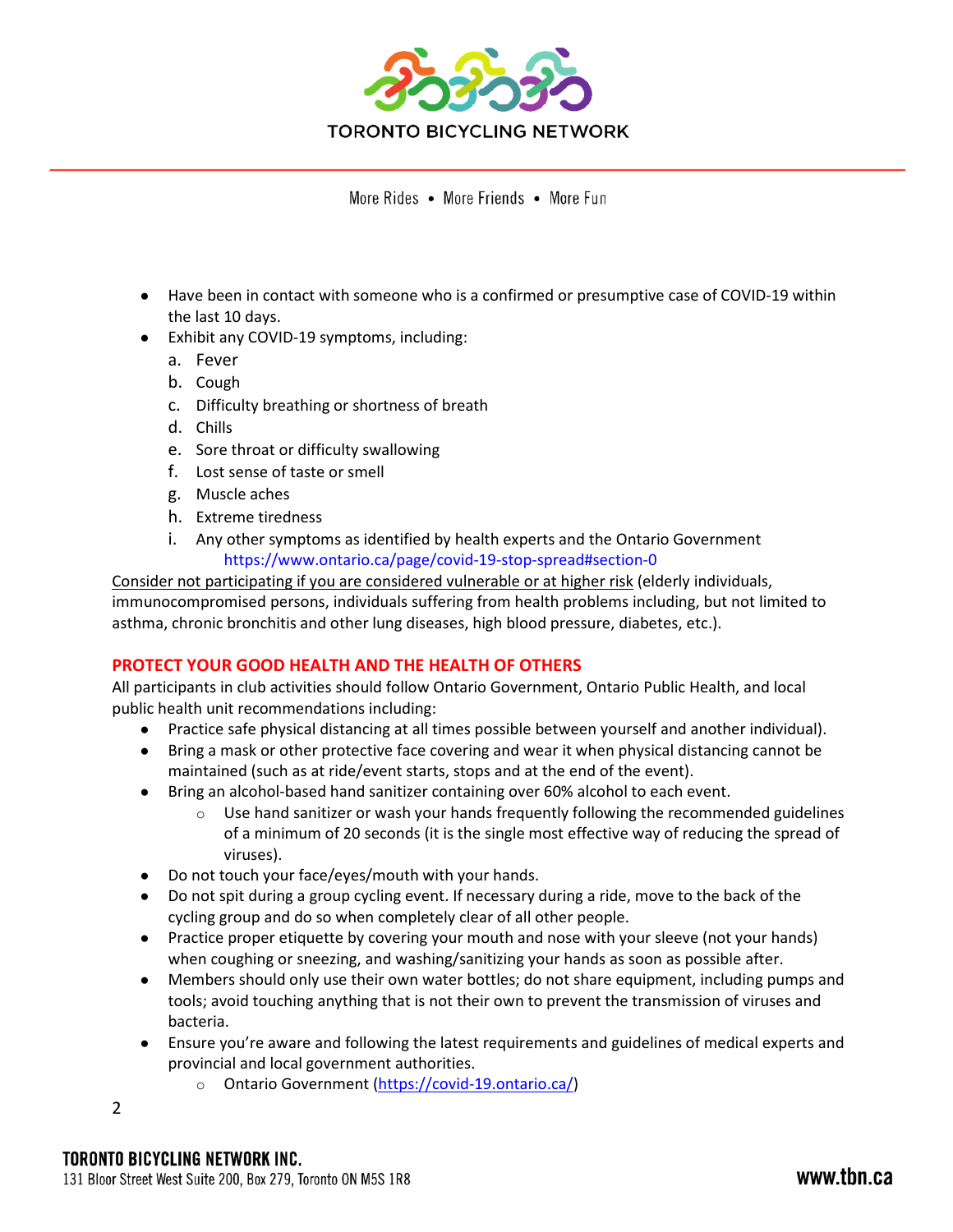- Have been in contact with someone who is a confirmed or presumptive case of COVID-19 within the last 10 days.
- Exhibit any COVID-19 symptoms, including:
    a. Fever
    b. Cough
    c. Difficulty breathing or shortness of breath
    d. Chills
    e. Sore throat or difficulty swallowing
    f. Lost sense of taste or smell
    g. Muscle aches
    h. Extreme tiredness
    i. Any other symptoms as identified by health experts and the Ontario Government https://www.ontario.ca/page/covid-19-stop-spread#section-0

Consider not participating if you are considered vulnerable or at higher risk (elderly individuals, immunocompromised persons, individuals suffering from health problems including, but not limited to asthma, chronic bronchitis and other lung diseases, high blood pressure, diabetes, etc.).

## PROTECT YOUR GOOD HEALTH AND THE HEALTH OF OTHERS

All participants in club activities should follow Ontario Government, Ontario Public Health, and local public health unit recommendations including:

- Practice safe physical distancing at all times possible between yourself and another individual).
- Bring a mask or other protective face covering and wear it when physical distancing cannot be maintained (such as at ride/event starts, stops and at the end of the event).
- Bring an alcohol-based hand sanitizer containing over 60% alcohol to each event.
    - Use hand sanitizer or wash your hands frequently following the recommended guidelines of a minimum of 20 seconds (it is the single most effective way of reducing the spread of viruses).
- Do not touch your face/eyes/mouth with your hands.
- Do not spit during a group cycling event. If necessary during a ride, move to the back of the cycling group and do so when completely clear of all other people.
- Practice proper etiquette by covering your mouth and nose with your sleeve (not your hands) when coughing or sneezing, and washing/sanitizing your hands as soon as possible after.
- Members should only use their own water bottles; do not share equipment, including pumps and tools; avoid touching anything that is not their own to prevent the transmission of viruses and bacteria.
- Ensure you're aware and following the latest requirements and guidelines of medical experts and provincial and local government authorities.
    - Ontario Government (https://covid-19.ontario.ca/)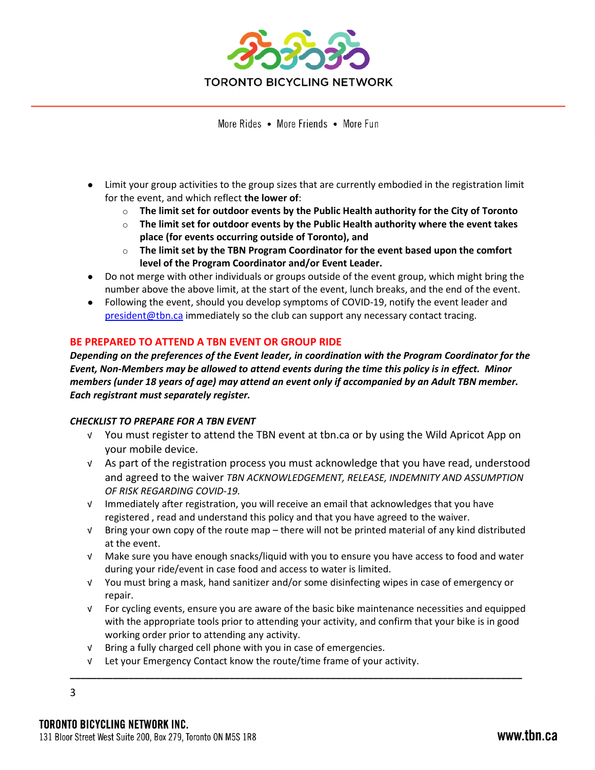- Limit your group activities to the group sizes that are currently embodied in the registration limit for the event, and which reflect **the lower of**:
  - **The limit set for outdoor events by the Public Health authority for the City of Toronto**
  - **The limit set for outdoor events by the Public Health authority where the event takes place (for events occurring outside of Toronto), and**
  - **The limit set by the TBN Program Coordinator for the event based upon the comfort level of the Program Coordinator and/or Event Leader.**
- Do not merge with other individuals or groups outside of the event group, which might bring the number above the above limit, at the start of the event, lunch breaks, and the end of the event.
- Following the event, should you develop symptoms of COVID-19, notify the event leader and president@tbn.ca immediately so the club can support any necessary contact tracing.

## BE PREPARED TO ATTEND A TBN EVENT OR GROUP RIDE

***Depending on the preferences of the Event leader, in coordination with the Program Coordinator for the Event, Non-Members may be allowed to attend events during the time this policy is in effect. Minor members (under 18 years of age) may attend an event only if accompanied by an Adult TBN member. Each registrant must separately register.***

***CHECKLIST TO PREPARE FOR A TBN EVENT***

- √ You must register to attend the TBN event at tbn.ca or by using the Wild Apricot App on your mobile device.
- √ As part of the registration process you must acknowledge that you have read, understood and agreed to the waiver *TBN ACKNOWLEDGEMENT, RELEASE, INDEMNITY AND ASSUMPTION OF RISK REGARDING COVID-19.*
- √ Immediately after registration, you will receive an email that acknowledges that you have registered , read and understand this policy and that you have agreed to the waiver.
- √ Bring your own copy of the route map – there will not be printed material of any kind distributed at the event.
- √ Make sure you have enough snacks/liquid with you to ensure you have access to food and water during your ride/event in case food and access to water is limited.
- √ You must bring a mask, hand sanitizer and/or some disinfecting wipes in case of emergency or repair.
- √ For cycling events, ensure you are aware of the basic bike maintenance necessities and equipped with the appropriate tools prior to attending your activity, and confirm that your bike is in good working order prior to attending any activity.
- √ Bring a fully charged cell phone with you in case of emergencies.
- √ Let your Emergency Contact know the route/time frame of your activity.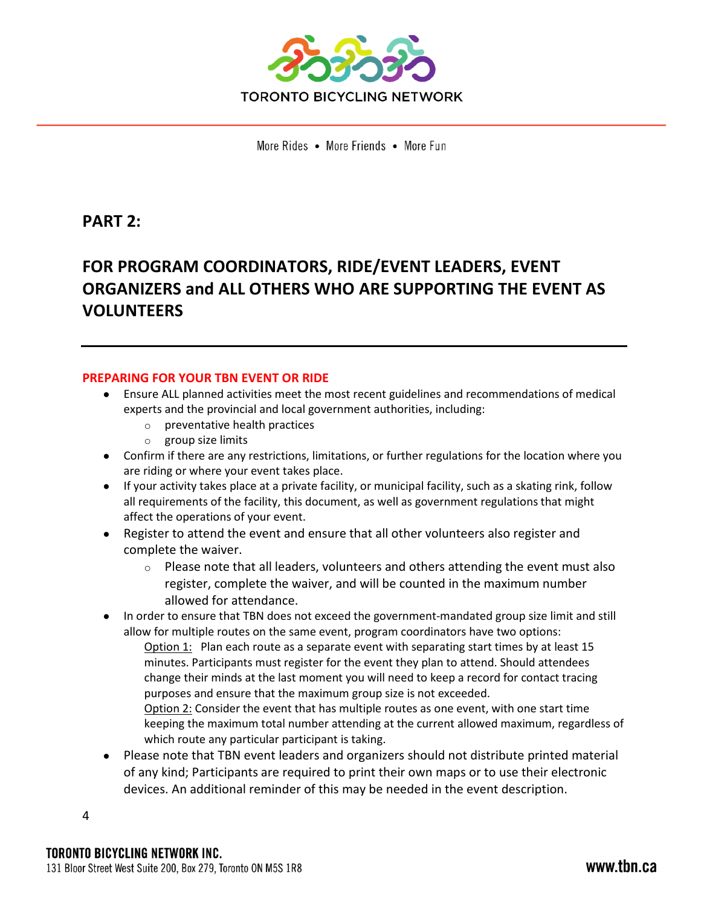## PART 2:

## FOR PROGRAM COORDINATORS, RIDE/EVENT LEADERS, EVENT ORGANIZERS and ALL OTHERS WHO ARE SUPPORTING THE EVENT AS VOLUNTEERS

---

### PREPARING FOR YOUR TBN EVENT OR RIDE

- Ensure ALL planned activities meet the most recent guidelines and recommendations of medical experts and the provincial and local government authorities, including:
  - preventative health practices
  - group size limits
- Confirm if there are any restrictions, limitations, or further regulations for the location where you are riding or where your event takes place.
- If your activity takes place at a private facility, or municipal facility, such as a skating rink, follow all requirements of the facility, this document, as well as government regulations that might affect the operations of your event.
- Register to attend the event and ensure that all other volunteers also register and complete the waiver.
  - Please note that all leaders, volunteers and others attending the event must also register, complete the waiver, and will be counted in the maximum number allowed for attendance.
- In order to ensure that TBN does not exceed the government-mandated group size limit and still allow for multiple routes on the same event, program coordinators have two options:

  Option 1: Plan each route as a separate event with separating start times by at least 15 minutes. Participants must register for the event they plan to attend. Should attendees change their minds at the last moment you will need to keep a record for contact tracing purposes and ensure that the maximum group size is not exceeded.

  Option 2: Consider the event that has multiple routes as one event, with one start time keeping the maximum total number attending at the current allowed maximum, regardless of which route any particular participant is taking.
- Please note that TBN event leaders and organizers should not distribute printed material of any kind; Participants are required to print their own maps or to use their electronic devices. An additional reminder of this may be needed in the event description.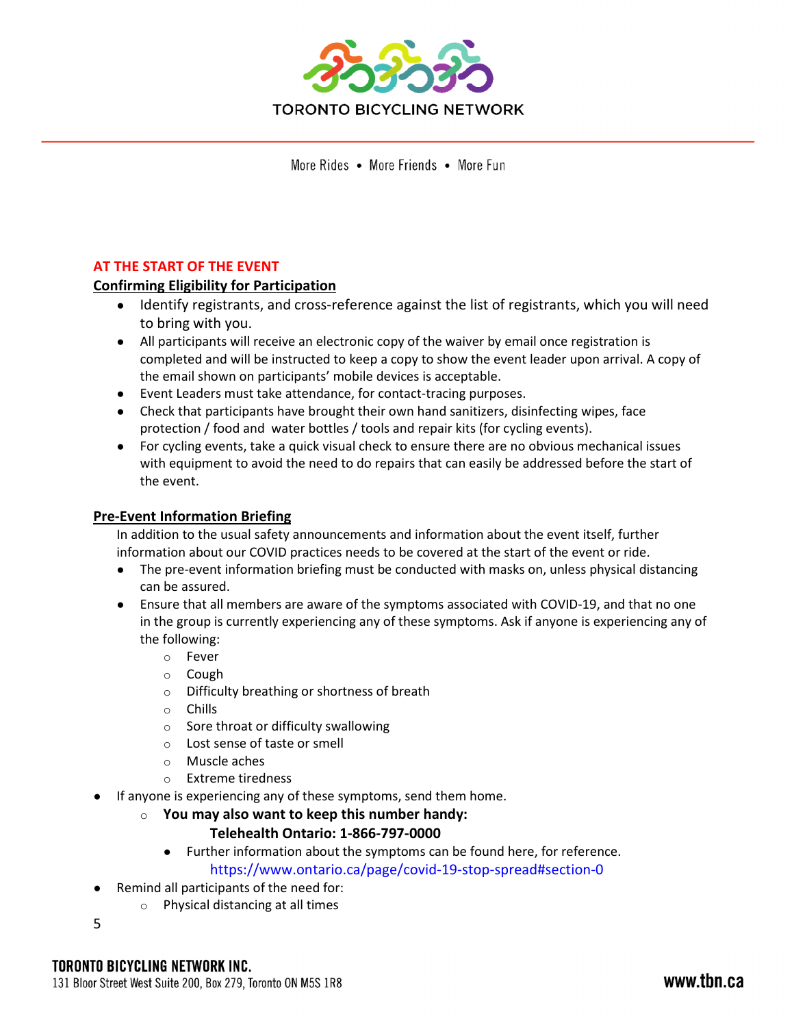## AT THE START OF THE EVENT

### Confirming Eligibility for Participation

- Identify registrants, and cross-reference against the list of registrants, which you will need to bring with you.
- All participants will receive an electronic copy of the waiver by email once registration is completed and will be instructed to keep a copy to show the event leader upon arrival. A copy of the email shown on participants' mobile devices is acceptable.
- Event Leaders must take attendance, for contact-tracing purposes.
- Check that participants have brought their own hand sanitizers, disinfecting wipes, face protection / food and water bottles / tools and repair kits (for cycling events).
- For cycling events, take a quick visual check to ensure there are no obvious mechanical issues with equipment to avoid the need to do repairs that can easily be addressed before the start of the event.

### Pre-Event Information Briefing

In addition to the usual safety announcements and information about the event itself, further information about our COVID practices needs to be covered at the start of the event or ride.

- The pre-event information briefing must be conducted with masks on, unless physical distancing can be assured.
- Ensure that all members are aware of the symptoms associated with COVID-19, and that no one in the group is currently experiencing any of these symptoms. Ask if anyone is experiencing any of the following:
  - Fever
  - Cough
  - Difficulty breathing or shortness of breath
  - Chills
  - Sore throat or difficulty swallowing
  - Lost sense of taste or smell
  - Muscle aches
  - Extreme tiredness
- If anyone is experiencing any of these symptoms, send them home.
  - **You may also want to keep this number handy:**
    **Telehealth Ontario: 1-866-797-0000**
    - Further information about the symptoms can be found here, for reference.
      https://www.ontario.ca/page/covid-19-stop-spread#section-0
- Remind all participants of the need for:
  - Physical distancing at all times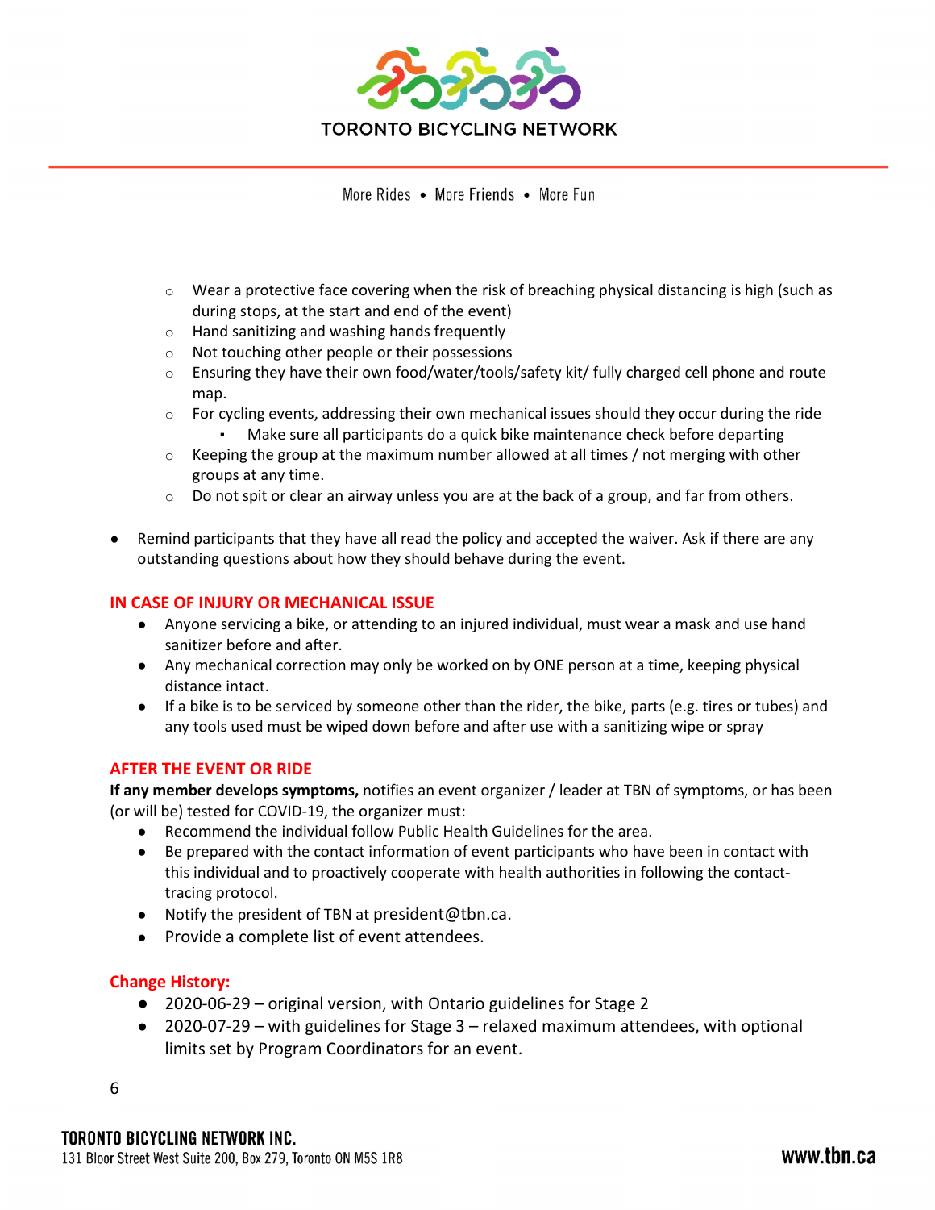- Wear a protective face covering when the risk of breaching physical distancing is high (such as during stops, at the start and end of the event)
    - Hand sanitizing and washing hands frequently
    - Not touching other people or their possessions
    - Ensuring they have their own food/water/tools/safety kit/ fully charged cell phone and route map.
    - For cycling events, addressing their own mechanical issues should they occur during the ride
        - Make sure all participants do a quick bike maintenance check before departing
    - Keeping the group at the maximum number allowed at all times / not merging with other groups at any time.
    - Do not spit or clear an airway unless you are at the back of a group, and far from others.

- Remind participants that they have all read the policy and accepted the waiver. Ask if there are any outstanding questions about how they should behave during the event.

## IN CASE OF INJURY OR MECHANICAL ISSUE

- Anyone servicing a bike, or attending to an injured individual, must wear a mask and use hand sanitizer before and after.
- Any mechanical correction may only be worked on by ONE person at a time, keeping physical distance intact.
- If a bike is to be serviced by someone other than the rider, the bike, parts (e.g. tires or tubes) and any tools used must be wiped down before and after use with a sanitizing wipe or spray

## AFTER THE EVENT OR RIDE

**If any member develops symptoms,** notifies an event organizer / leader at TBN of symptoms, or has been (or will be) tested for COVID-19, the organizer must:

- Recommend the individual follow Public Health Guidelines for the area.
- Be prepared with the contact information of event participants who have been in contact with this individual and to proactively cooperate with health authorities in following the contact-tracing protocol.
- Notify the president of TBN at president@tbn.ca.
- Provide a complete list of event attendees.

## Change History:

- 2020-06-29 – original version, with Ontario guidelines for Stage 2
- 2020-07-29 – with guidelines for Stage 3 – relaxed maximum attendees, with optional limits set by Program Coordinators for an event.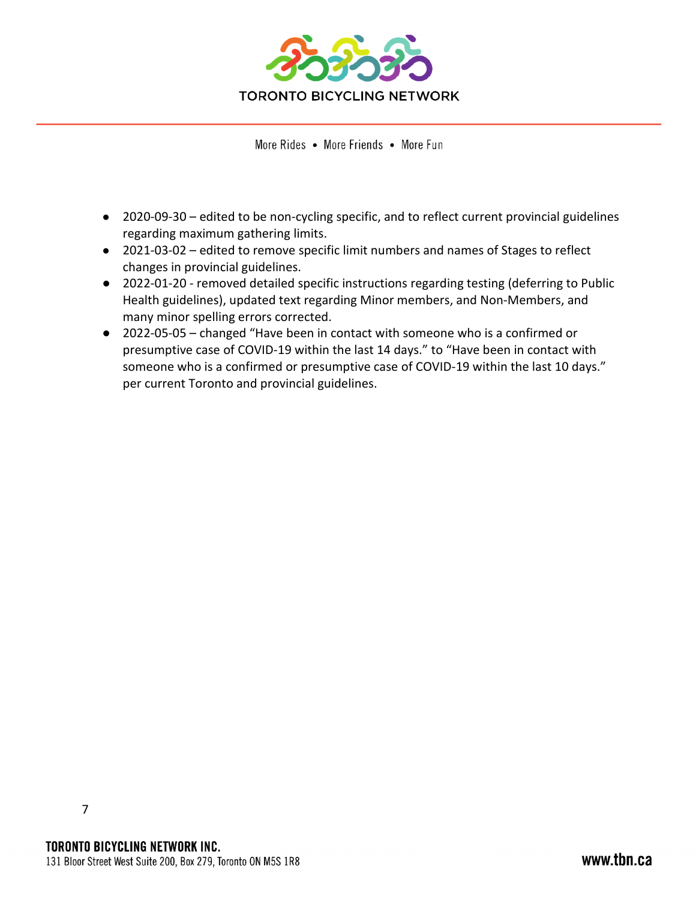- 2020-09-30 – edited to be non-cycling specific, and to reflect current provincial guidelines regarding maximum gathering limits.
- 2021-03-02 – edited to remove specific limit numbers and names of Stages to reflect changes in provincial guidelines.
- 2022-01-20 - removed detailed specific instructions regarding testing (deferring to Public Health guidelines), updated text regarding Minor members, and Non-Members, and many minor spelling errors corrected.
- 2022-05-05 – changed "Have been in contact with someone who is a confirmed or presumptive case of COVID-19 within the last 14 days." to "Have been in contact with someone who is a confirmed or presumptive case of COVID-19 within the last 10 days." per current Toronto and provincial guidelines.